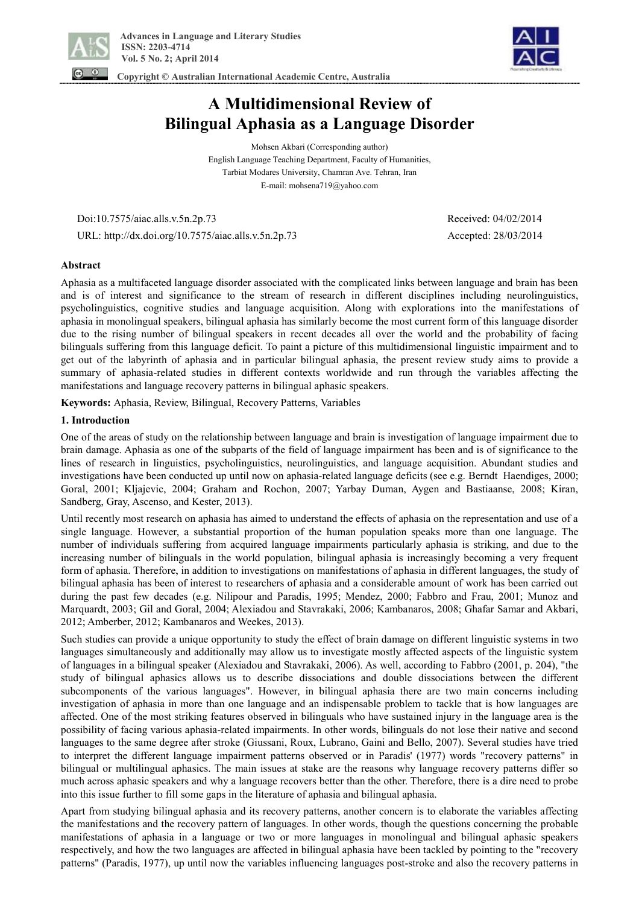# A Multidimensional Review of Bilingual Aphasia as a Language Disorder

Mohsen Akbari (Corresponding author)

English Language Teaching Department, Faculty of Humanities,

Tarbiat Modares University, Chamran Ave. Tehran, Iran

E-mail: mohsena719@yahoo.com

Doi:10.7575/aiac.alls.v.5n.2p.73 Received: 04/02/2014

URL: http://dx.doi.org/10.7575/aiac.alls.v.5n.2p.73 Accepted: 28/03/2014

### Abstract

Aphasia as a multifaceted language disorder associated with the complicated links between language and brain has been and is of interest and significance to the stream of research in different disciplines including neurolinguistics, psycholinguistics, cognitive studies and language acquisition. Along with explorations into the manifestations of aphasia in monolingual speakers, bilingual aphasia has similarly become the most current form of this language disorder due to the rising number of bilingual speakers in recent decades all over the world and the probability of facing bilinguals suffering from this language deficit. To paint a picture of this multidimensional linguistic impairment and to get out of the labyrinth of aphasia and in particular bilingual aphasia, the present review study aims to provide a summary of aphasia-related studies in different contexts worldwide and run through the variables affecting the manifestations and language recovery patterns in bilingual aphasic speakers.

**Keywords:** Aphasia, Review, Bilingual, Recovery Patterns, Variables

## 1. Introduction

One of the areas of study on the relationship between language and brain is investigation of language impairment due to brain damage. Aphasia as one of the subparts of the field of language impairment has been and is of significance to the lines of research in linguistics, psycholinguistics, neurolinguistics, and language acquisition. Abundant studies and investigations have been conducted up until now on aphasia-related language deficits (see e.g. Berndt Haendiges, 2000; Goral, 2001; Kljajevic, 2004; Graham and Rochon, 2007; Yarbay Duman, Aygen and Bastiaanse, 2008; Kiran, Sandberg, Gray, Ascenso, and Kester, 2013).

Until recently most research on aphasia has aimed to understand the effects of aphasia on the representation and use of a single language. However, a substantial proportion of the human population speaks more than one language. The number of individuals suffering from acquired language impairments particularly aphasia is striking, and due to the increasing number of bilinguals in the world population, bilingual aphasia is increasingly becoming a very frequent form of aphasia. Therefore, in addition to investigations on manifestations of aphasia in different languages, the study of bilingual aphasia has been of interest to researchers of aphasia and a considerable amount of work has been carried out during the past few decades (e.g. Nilipour and Paradis, 1995; Mendez, 2000; Fabbro and Frau, 2001; Munoz and Marquardt, 2003; Gil and Goral, 2004; Alexiadou and Stavrakaki, 2006; Kambanaros, 2008; Ghafar Samar and Akbari, 2012; Amberber, 2012; Kambanaros and Weekes, 2013).

Such studies can provide a unique opportunity to study the effect of brain damage on different linguistic systems in two languages simultaneously and additionally may allow us to investigate mostly affected aspects of the linguistic system of languages in a bilingual speaker (Alexiadou and Stavrakaki, 2006). As well, according to Fabbro (2001, p. 204), "the study of bilingual aphasics allows us to describe dissociations and double dissociations between the different subcomponents of the various languages". However, in bilingual aphasia there are two main concerns including investigation of aphasia in more than one language and an indispensable problem to tackle that is how languages are affected. One of the most striking features observed in bilinguals who have sustained injury in the language area is the possibility of facing various aphasia-related impairments. In other words, bilinguals do not lose their native and second languages to the same degree after stroke (Giussani, Roux, Lubrano, Gaini and Bello, 2007). Several studies have tried to interpret the different language impairment patterns observed or in Paradis' (1977) words "recovery patterns" in bilingual or multilingual aphasics. The main issues at stake are the reasons why language recovery patterns differ so much across aphasic speakers and why a language recovers better than the other. Therefore, there is a dire need to probe into this issue further to fill some gaps in the literature of aphasia and bilingual aphasia.

Apart from studying bilingual aphasia and its recovery patterns, another concern is to elaborate the variables affecting the manifestations and the recovery pattern of languages. In other words, though the questions concerning the probable manifestations of aphasia in a language or two or more languages in monolingual and bilingual aphasic speakers respectively, and how the two languages are affected in bilingual aphasia have been tackled by pointing to the "recovery patterns" (Paradis, 1977), up until now the variables influencing languages post-stroke and also the recovery patterns in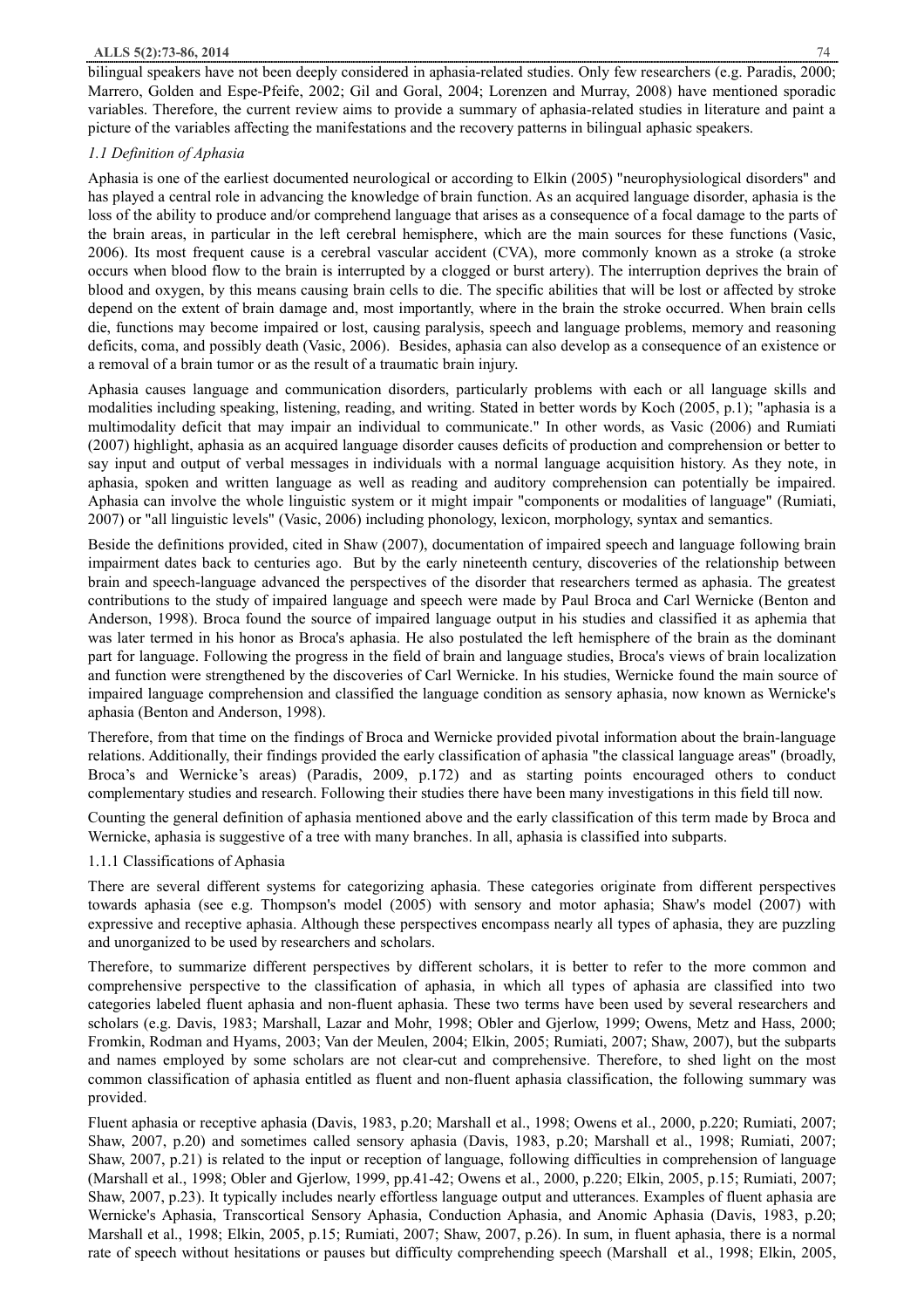bilingual speakers have not been deeply considered in aphasia-related studies. Only few researchers (e.g. Paradis, 2000; Marrero, Golden and Espe-Pfeife, 2002; Gil and Goral, 2004; Lorenzen and Murray, 2008) have mentioned sporadic variables. Therefore, the current review aims to provide a summary of aphasia-related studies in literature and paint a picture of the variables affecting the manifestations and the recovery patterns in bilingual aphasic speakers.

### *1.1 Definition of Aphasia*

Aphasia is one of the earliest documented neurological or according to Elkin (2005) "neurophysiological disorders" and has played a central role in advancing the knowledge of brain function. As an acquired language disorder, aphasia is the loss of the ability to produce and/or comprehend language that arises as a consequence of a focal damage to the parts of the brain areas, in particular in the left cerebral hemisphere, which are the main sources for these functions (Vasic, 2006). Its most frequent cause is a cerebral vascular accident (CVA), more commonly known as a stroke (a stroke occurs when blood flow to the brain is interrupted by a clogged or burst artery). The interruption deprives the brain of blood and oxygen, by this means causing brain cells to die. The specific abilities that will be lost or affected by stroke depend on the extent of brain damage and, most importantly, where in the brain the stroke occurred. When brain cells die, functions may become impaired or lost, causing paralysis, speech and language problems, memory and reasoning deficits, coma, and possibly death (Vasic, 2006). Besides, aphasia can also develop as a consequence of an existence or a removal of a brain tumor or as the result of a traumatic brain injury.

Aphasia causes language and communication disorders, particularly problems with each or all language skills and modalities including speaking, listening, reading, and writing. Stated in better words by Koch (2005, p.1); "aphasia is a multimodality deficit that may impair an individual to communicate." In other words, as Vasic (2006) and Rumiati (2007) highlight, aphasia as an acquired language disorder causes deficits of production and comprehension or better to say input and output of verbal messages in individuals with a normal language acquisition history. As they note, in aphasia, spoken and written language as well as reading and auditory comprehension can potentially be impaired. Aphasia can involve the whole linguistic system or it might impair "components or modalities of language" (Rumiati, 2007) or "all linguistic levels" (Vasic, 2006) including phonology, lexicon, morphology, syntax and semantics.

Beside the definitions provided, cited in Shaw (2007), documentation of impaired speech and language following brain impairment dates back to centuries ago. But by the early nineteenth century, discoveries of the relationship between brain and speech-language advanced the perspectives of the disorder that researchers termed as aphasia. The greatest contributions to the study of impaired language and speech were made by Paul Broca and Carl Wernicke (Benton and Anderson, 1998). Broca found the source of impaired language output in his studies and classified it as aphemia that was later termed in his honor as Broca's aphasia. He also postulated the left hemisphere of the brain as the dominant part for language. Following the progress in the field of brain and language studies, Broca's views of brain localization and function were strengthened by the discoveries of Carl Wernicke. In his studies, Wernicke found the main source of impaired language comprehension and classified the language condition as sensory aphasia, now known as Wernicke's aphasia (Benton and Anderson, 1998).

Therefore, from that time on the findings of Broca and Wernicke provided pivotal information about the brain-language relations. Additionally, their findings provided the early classification of aphasia "the classical language areas" (broadly, Broca's and Wernicke's areas) (Paradis, 2009, p.172) and as starting points encouraged others to conduct complementary studies and research. Following their studies there have been many investigations in this field till now.

Counting the general definition of aphasia mentioned above and the early classification of this term made by Broca and Wernicke, aphasia is suggestive of a tree with many branches. In all, aphasia is classified into subparts.

#### 1.1.1 Classifications of Aphasia

There are several different systems for categorizing aphasia. These categories originate from different perspectives towards aphasia (see e.g. Thompson's model (2005) with sensory and motor aphasia; Shaw's model (2007) with expressive and receptive aphasia. Although these perspectives encompass nearly all types of aphasia, they are puzzling and unorganized to be used by researchers and scholars.

Therefore, to summarize different perspectives by different scholars, it is better to refer to the more common and comprehensive perspective to the classification of aphasia, in which all types of aphasia are classified into two categories labeled fluent aphasia and non-fluent aphasia. These two terms have been used by several researchers and scholars (e.g. Davis, 1983; Marshall, Lazar and Mohr, 1998; Obler and Gjerlow, 1999; Owens, Metz and Hass, 2000; Fromkin, Rodman and Hyams, 2003; Van der Meulen, 2004; Elkin, 2005; Rumiati, 2007; Shaw, 2007), but the subparts and names employed by some scholars are not clear-cut and comprehensive. Therefore, to shed light on the most common classification of aphasia entitled as fluent and non-fluent aphasia classification, the following summary was provided.

Fluent aphasia or receptive aphasia (Davis, 1983, p.20; Marshall et al., 1998; Owens et al., 2000, p.220; Rumiati, 2007; Shaw, 2007, p.20) and sometimes called sensory aphasia (Davis, 1983, p.20; Marshall et al., 1998; Rumiati, 2007; Shaw, 2007, p.21) is related to the input or reception of language, following difficulties in comprehension of language (Marshall et al., 1998; Obler and Gjerlow, 1999, pp.41-42; Owens et al., 2000, p.220; Elkin, 2005, p.15; Rumiati, 2007; Shaw, 2007, p.23). It typically includes nearly effortless language output and utterances. Examples of fluent aphasia are Wernicke's Aphasia, Transcortical Sensory Aphasia, Conduction Aphasia, and Anomic Aphasia (Davis, 1983, p.20; Marshall et al., 1998; Elkin, 2005, p.15; Rumiati, 2007; Shaw, 2007, p.26). In sum, in fluent aphasia, there is a normal rate of speech without hesitations or pauses but difficulty comprehending speech (Marshall et al., 1998; Elkin, 2005,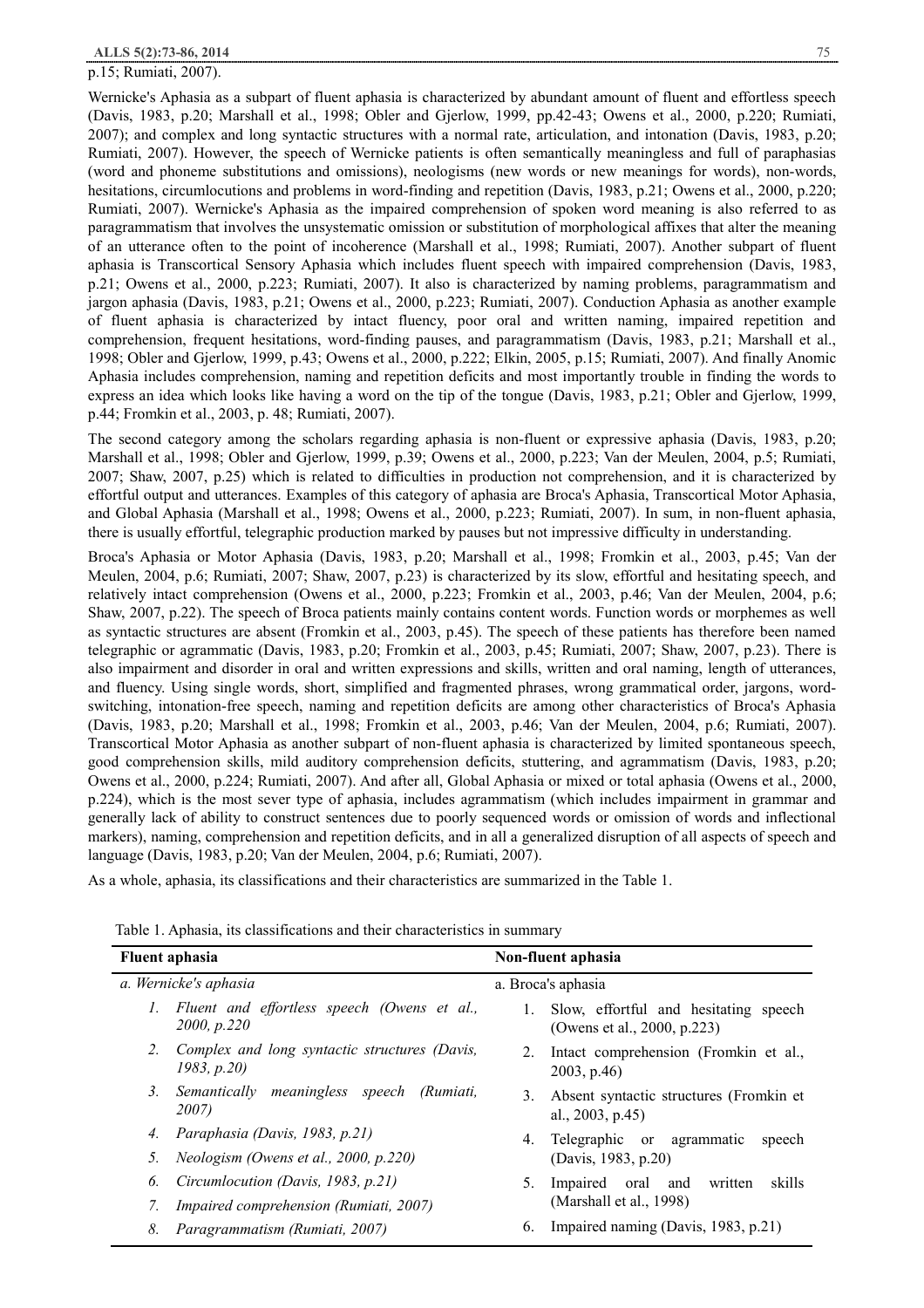p.15; Rumiati, 2007).

Wernicke's Aphasia as a subpart of fluent aphasia is characterized by abundant amount of fluent and effortless speech (Davis, 1983, p.20; Marshall et al., 1998; Obler and Gjerlow, 1999, pp.42-43; Owens et al., 2000, p.220; Rumiati, 2007); and complex and long syntactic structures with a normal rate, articulation, and intonation (Davis, 1983, p.20; Rumiati, 2007). However, the speech of Wernicke patients is often semantically meaningless and full of paraphasias (word and phoneme substitutions and omissions), neologisms (new words or new meanings for words), non-words, hesitations, circumlocutions and problems in word-finding and repetition (Davis, 1983, p.21; Owens et al., 2000, p.220; Rumiati, 2007). Wernicke's Aphasia as the impaired comprehension of spoken word meaning is also referred to as paragrammatism that involves the unsystematic omission or substitution of morphological affixes that alter the meaning of an utterance often to the point of incoherence (Marshall et al., 1998; Rumiati, 2007). Another subpart of fluent aphasia is Transcortical Sensory Aphasia which includes fluent speech with impaired comprehension (Davis, 1983, p.21; Owens et al., 2000, p.223; Rumiati, 2007). It also is characterized by naming problems, paragrammatism and jargon aphasia (Davis, 1983, p.21; Owens et al., 2000, p.223; Rumiati, 2007). Conduction Aphasia as another example of fluent aphasia is characterized by intact fluency, poor oral and written naming, impaired repetition and comprehension, frequent hesitations, word-finding pauses, and paragrammatism (Davis, 1983, p.21; Marshall et al., 1998; Obler and Gjerlow, 1999, p.43; Owens et al., 2000, p.222; Elkin, 2005, p.15; Rumiati, 2007). And finally Anomic Aphasia includes comprehension, naming and repetition deficits and most importantly trouble in finding the words to express an idea which looks like having a word on the tip of the tongue (Davis, 1983, p.21; Obler and Gjerlow, 1999, p.44; Fromkin et al., 2003, p. 48; Rumiati, 2007).

The second category among the scholars regarding aphasia is non-fluent or expressive aphasia (Davis, 1983, p.20; Marshall et al., 1998; Obler and Gjerlow, 1999, p.39; Owens et al., 2000, p.223; Van der Meulen, 2004, p.5; Rumiati, 2007; Shaw, 2007, p.25) which is related to difficulties in production not comprehension, and it is characterized by effortful output and utterances. Examples of this category of aphasia are Broca's Aphasia, Transcortical Motor Aphasia, and Global Aphasia (Marshall et al., 1998; Owens et al., 2000, p.223; Rumiati, 2007). In sum, in non-fluent aphasia, there is usually effortful, telegraphic production marked by pauses but not impressive difficulty in understanding.

Broca's Aphasia or Motor Aphasia (Davis, 1983, p.20; Marshall et al., 1998; Fromkin et al., 2003, p.45; Van der Meulen, 2004, p.6; Rumiati, 2007; Shaw, 2007, p.23) is characterized by its slow, effortful and hesitating speech, and relatively intact comprehension (Owens et al., 2000, p.223; Fromkin et al., 2003, p.46; Van der Meulen, 2004, p.6; Shaw, 2007, p.22). The speech of Broca patients mainly contains content words. Function words or morphemes as well as syntactic structures are absent (Fromkin et al., 2003, p.45). The speech of these patients has therefore been named telegraphic or agrammatic (Davis, 1983, p.20; Fromkin et al., 2003, p.45; Rumiati, 2007; Shaw, 2007, p.23). There is also impairment and disorder in oral and written expressions and skills, written and oral naming, length of utterances, and fluency. Using single words, short, simplified and fragmented phrases, wrong grammatical order, jargons, word-switching, intonation-free speech, naming and repetition deficits are among other characteristics of Broca's Aphasia (Davis, 1983, p.20; Marshall et al., 1998; Fromkin et al., 2003, p.46; Van der Meulen, 2004, p.6; Rumiati, 2007). Transcortical Motor Aphasia as another subpart of non-fluent aphasia is characterized by limited spontaneous speech, good comprehension skills, mild auditory comprehension deficits, stuttering, and agrammatism (Davis, 1983, p.20; Owens et al., 2000, p.224; Rumiati, 2007). And after all, Global Aphasia or mixed or total aphasia (Owens et al., 2000, p.224), which is the most sever type of aphasia, includes agrammatism (which includes impairment in grammar and generally lack of ability to construct sentences due to poorly sequenced words or omission of words and inflectional markers), naming, comprehension and repetition deficits, and in all a generalized disruption of all aspects of speech and language (Davis, 1983, p.20; Van der Meulen, 2004, p.6; Rumiati, 2007).

As a whole, aphasia, its classifications and their characteristics are summarized in the Table 1.

Table 1. Aphasia, its classifications and their characteristics in summary

| Fluent aphasia | Non-fluent aphasia |
|---|---|
| *a. Wernicke's aphasia* | a. Broca's aphasia |
| *1. Fluent and effortless speech (Owens et al., 2000, p.220* | 1. Slow, effortful and hesitating speech (Owens et al., 2000, p.223) |
| *2. Complex and long syntactic structures (Davis, 1983, p.20)* | 2. Intact comprehension (Fromkin et al., 2003, p.46) |
| *3. Semantically meaningless speech (Rumiati, 2007)* | 3. Absent syntactic structures (Fromkin et al., 2003, p.45) |
| *4. Paraphasia (Davis, 1983, p.21)* | 4. Telegraphic or agrammatic speech (Davis, 1983, p.20) |
| *5. Neologism (Owens et al., 2000, p.220)* | |
| *6. Circumlocution (Davis, 1983, p.21)* | 5. Impaired oral and written skills (Marshall et al., 1998) |
| *7. Impaired comprehension (Rumiati, 2007)* | |
| *8. Paragrammatism (Rumiati, 2007)* | 6. Impaired naming (Davis, 1983, p.21) |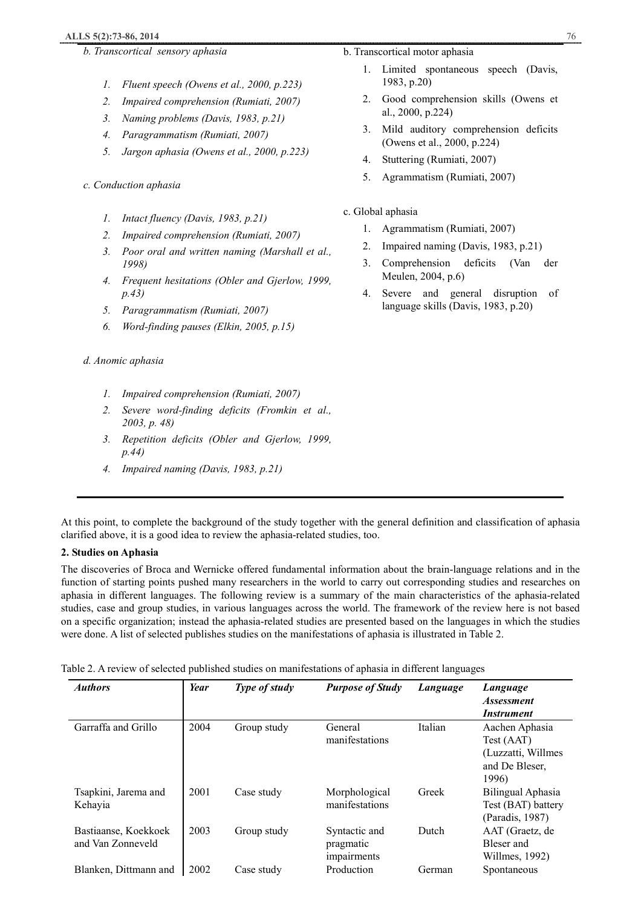*b. Transcortical sensory aphasia*

1. *Fluent speech (Owens et al., 2000, p.223)*
2. *Impaired comprehension (Rumiati, 2007)*
3. *Naming problems (Davis, 1983, p.21)*
4. *Paragrammatism (Rumiati, 2007)*
5. *Jargon aphasia (Owens et al., 2000, p.223)*

*c. Conduction aphasia*

1. *Intact fluency (Davis, 1983, p.21)*
2. *Impaired comprehension (Rumiati, 2007)*
3. *Poor oral and written naming (Marshall et al., 1998)*
4. *Frequent hesitations (Obler and Gjerlow, 1999, p.43)*
5. *Paragrammatism (Rumiati, 2007)*
6. *Word-finding pauses (Elkin, 2005, p.15)*

*d. Anomic aphasia*

1. *Impaired comprehension (Rumiati, 2007)*
2. *Severe word-finding deficits (Fromkin et al., 2003, p. 48)*
3. *Repetition deficits (Obler and Gjerlow, 1999, p.44)*
4. *Impaired naming (Davis, 1983, p.21)*

b. Transcortical motor aphasia

1. Limited spontaneous speech (Davis, 1983, p.20)
2. Good comprehension skills (Owens et al., 2000, p.224)
3. Mild auditory comprehension deficits (Owens et al., 2000, p.224)
4. Stuttering (Rumiati, 2007)
5. Agrammatism (Rumiati, 2007)

c. Global aphasia

1. Agrammatism (Rumiati, 2007)
2. Impaired naming (Davis, 1983, p.21)
3. Comprehension deficits (Van der Meulen, 2004, p.6)
4. Severe and general disruption of language skills (Davis, 1983, p.20)

At this point, to complete the background of the study together with the general definition and classification of aphasia clarified above, it is a good idea to review the aphasia-related studies, too.

## 2. Studies on Aphasia

The discoveries of Broca and Wernicke offered fundamental information about the brain-language relations and in the function of starting points pushed many researchers in the world to carry out corresponding studies and researches on aphasia in different languages. The following review is a summary of the main characteristics of the aphasia-related studies, case and group studies, in various languages across the world. The framework of the review here is not based on a specific organization; instead the aphasia-related studies are presented based on the languages in which the studies were done. A list of selected publishes studies on the manifestations of aphasia is illustrated in Table 2.

Table 2. A review of selected published studies on manifestations of aphasia in different languages

| *Authors* | *Year* | *Type of study* | *Purpose of Study* | *Language* | *Language Assessment Instrument* |
|---|---|---|---|---|---|
| Garraffa and Grillo | 2004 | Group study | General manifestations | Italian | Aachen Aphasia Test (AAT) (Luzzatti, Willmes and De Bleser, 1996) |
| Tsapkini, Jarema and Kehayia | 2001 | Case study | Morphological manifestations | Greek | Bilingual Aphasia Test (BAT) battery (Paradis, 1987) |
| Bastiaanse, Koekkoek and Van Zonneveld | 2003 | Group study | Syntactic and pragmatic impairments | Dutch | AAT (Graetz, de Bleser and Willmes, 1992) |
| Blanken, Dittmann and | 2002 | Case study | Production | German | Spontaneous |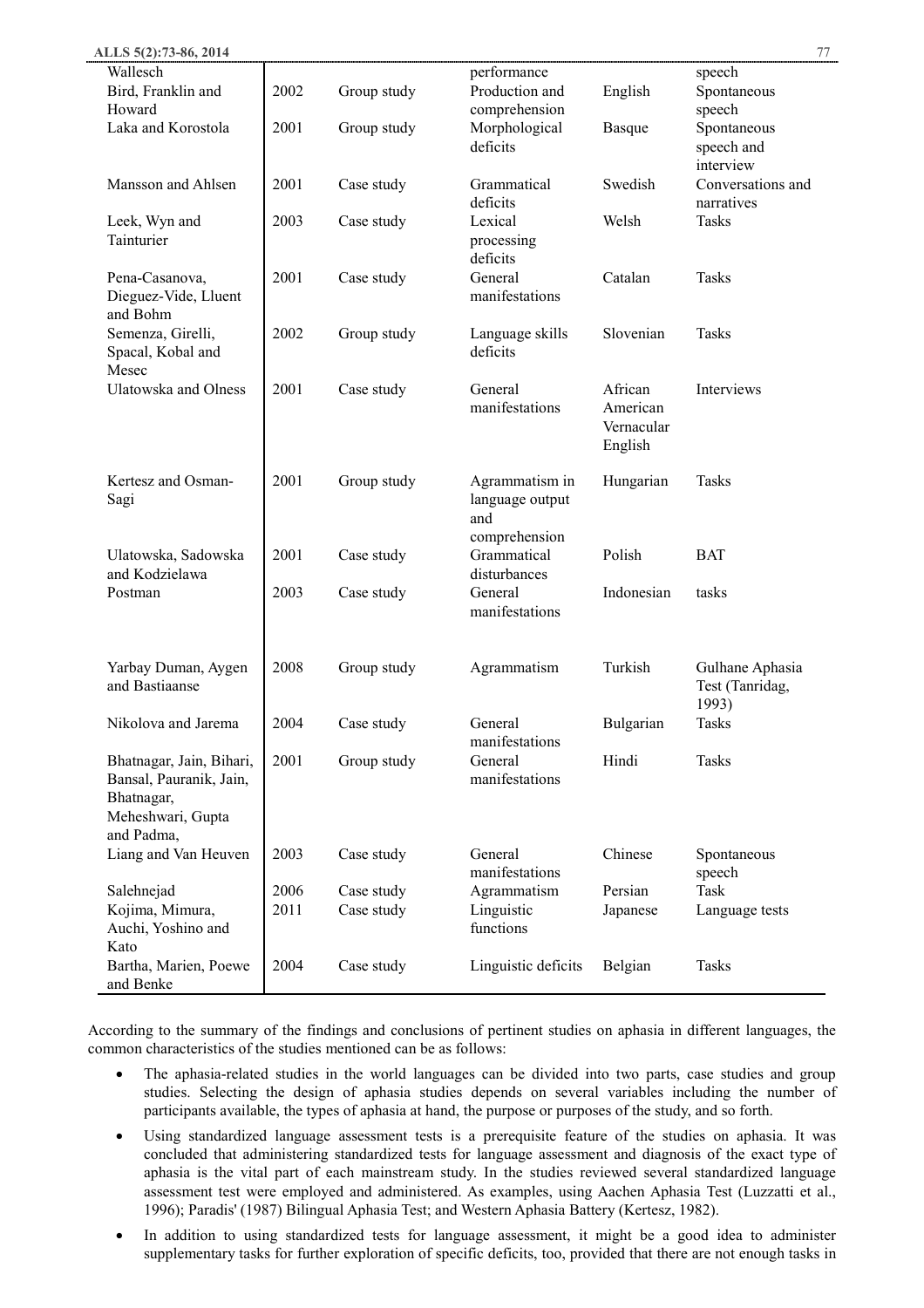| | | | | | |
|---|---|---|---|---|---|
| Wallesch | | | performance | | speech |
| Bird, Franklin and Howard | 2002 | Group study | Production and comprehension | English | Spontaneous speech |
| Laka and Korostola | 2001 | Group study | Morphological deficits | Basque | Spontaneous speech and interview |
| Mansson and Ahlsen | 2001 | Case study | Grammatical deficits | Swedish | Conversations and narratives |
| Leek, Wyn and Tainturier | 2003 | Case study | Lexical processing deficits | Welsh | Tasks |
| Pena-Casanova, Dieguez-Vide, Lluent and Bohm | 2001 | Case study | General manifestations | Catalan | Tasks |
| Semenza, Girelli, Spacal, Kobal and Mesec | 2002 | Group study | Language skills deficits | Slovenian | Tasks |
| Ulatowska and Olness | 2001 | Case study | General manifestations | African American Vernacular English | Interviews |
| Kertesz and Osman-Sagi | 2001 | Group study | Agrammatism in language output and comprehension | Hungarian | Tasks |
| Ulatowska, Sadowska and Kodzielawa | 2001 | Case study | Grammatical disturbances | Polish | BAT |
| Postman | 2003 | Case study | General manifestations | Indonesian | tasks |
| Yarbay Duman, Aygen and Bastiaanse | 2008 | Group study | Agrammatism | Turkish | Gulhane Aphasia Test (Tanridag, 1993) |
| Nikolova and Jarema | 2004 | Case study | General manifestations | Bulgarian | Tasks |
| Bhatnagar, Jain, Bihari, Bansal, Pauranik, Jain, Bhatnagar, Meheshwari, Gupta and Padma, | 2001 | Group study | General manifestations | Hindi | Tasks |
| Liang and Van Heuven | 2003 | Case study | General manifestations | Chinese | Spontaneous speech |
| Salehnejad | 2006 | Case study | Agrammatism | Persian | Task |
| Kojima, Mimura, Auchi, Yoshino and Kato | 2011 | Case study | Linguistic functions | Japanese | Language tests |
| Bartha, Marien, Poewe and Benke | 2004 | Case study | Linguistic deficits | Belgian | Tasks |

According to the summary of the findings and conclusions of pertinent studies on aphasia in different languages, the common characteristics of the studies mentioned can be as follows:

- The aphasia-related studies in the world languages can be divided into two parts, case studies and group studies. Selecting the design of aphasia studies depends on several variables including the number of participants available, the types of aphasia at hand, the purpose or purposes of the study, and so forth.
- Using standardized language assessment tests is a prerequisite feature of the studies on aphasia. It was concluded that administering standardized tests for language assessment and diagnosis of the exact type of aphasia is the vital part of each mainstream study. In the studies reviewed several standardized language assessment test were employed and administered. As examples, using Aachen Aphasia Test (Luzzatti et al., 1996); Paradis' (1987) Bilingual Aphasia Test; and Western Aphasia Battery (Kertesz, 1982).
- In addition to using standardized tests for language assessment, it might be a good idea to administer supplementary tasks for further exploration of specific deficits, too, provided that there are not enough tasks in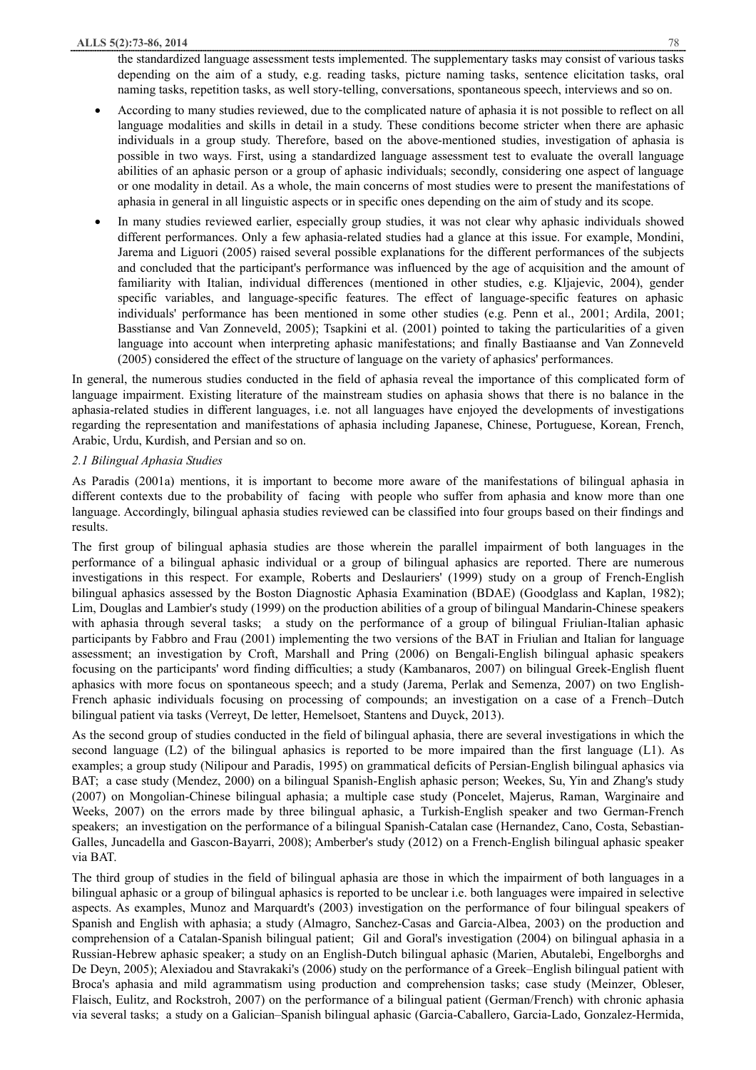the standardized language assessment tests implemented. The supplementary tasks may consist of various tasks depending on the aim of a study, e.g. reading tasks, picture naming tasks, sentence elicitation tasks, oral naming tasks, repetition tasks, as well story-telling, conversations, spontaneous speech, interviews and so on.

- According to many studies reviewed, due to the complicated nature of aphasia it is not possible to reflect on all language modalities and skills in detail in a study. These conditions become stricter when there are aphasic individuals in a group study. Therefore, based on the above-mentioned studies, investigation of aphasia is possible in two ways. First, using a standardized language assessment test to evaluate the overall language abilities of an aphasic person or a group of aphasic individuals; secondly, considering one aspect of language or one modality in detail. As a whole, the main concerns of most studies were to present the manifestations of aphasia in general in all linguistic aspects or in specific ones depending on the aim of study and its scope.
- In many studies reviewed earlier, especially group studies, it was not clear why aphasic individuals showed different performances. Only a few aphasia-related studies had a glance at this issue. For example, Mondini, Jarema and Liguori (2005) raised several possible explanations for the different performances of the subjects and concluded that the participant's performance was influenced by the age of acquisition and the amount of familiarity with Italian, individual differences (mentioned in other studies, e.g. Kljajevic, 2004), gender specific variables, and language-specific features. The effect of language-specific features on aphasic individuals' performance has been mentioned in some other studies (e.g. Penn et al., 2001; Ardila, 2001; Basstianse and Van Zonneveld, 2005); Tsapkini et al. (2001) pointed to taking the particularities of a given language into account when interpreting aphasic manifestations; and finally Bastiaanse and Van Zonneveld (2005) considered the effect of the structure of language on the variety of aphasics' performances.

In general, the numerous studies conducted in the field of aphasia reveal the importance of this complicated form of language impairment. Existing literature of the mainstream studies on aphasia shows that there is no balance in the aphasia-related studies in different languages, i.e. not all languages have enjoyed the developments of investigations regarding the representation and manifestations of aphasia including Japanese, Chinese, Portuguese, Korean, French, Arabic, Urdu, Kurdish, and Persian and so on.

### *2.1 Bilingual Aphasia Studies*

As Paradis (2001a) mentions, it is important to become more aware of the manifestations of bilingual aphasia in different contexts due to the probability of facing with people who suffer from aphasia and know more than one language. Accordingly, bilingual aphasia studies reviewed can be classified into four groups based on their findings and results.

The first group of bilingual aphasia studies are those wherein the parallel impairment of both languages in the performance of a bilingual aphasic individual or a group of bilingual aphasics are reported. There are numerous investigations in this respect. For example, Roberts and Deslauriers' (1999) study on a group of French-English bilingual aphasics assessed by the Boston Diagnostic Aphasia Examination (BDAE) (Goodglass and Kaplan, 1982); Lim, Douglas and Lambier's study (1999) on the production abilities of a group of bilingual Mandarin-Chinese speakers with aphasia through several tasks; a study on the performance of a group of bilingual Friulian-Italian aphasic participants by Fabbro and Frau (2001) implementing the two versions of the BAT in Friulian and Italian for language assessment; an investigation by Croft, Marshall and Pring (2006) on Bengali-English bilingual aphasic speakers focusing on the participants' word finding difficulties; a study (Kambanaros, 2007) on bilingual Greek-English fluent aphasics with more focus on spontaneous speech; and a study (Jarema, Perlak and Semenza, 2007) on two English-French aphasic individuals focusing on processing of compounds; an investigation on a case of a French–Dutch bilingual patient via tasks (Verreyt, De letter, Hemelsoet, Stantens and Duyck, 2013).

As the second group of studies conducted in the field of bilingual aphasia, there are several investigations in which the second language (L2) of the bilingual aphasics is reported to be more impaired than the first language (L1). As examples; a group study (Nilipour and Paradis, 1995) on grammatical deficits of Persian-English bilingual aphasics via BAT; a case study (Mendez, 2000) on a bilingual Spanish-English aphasic person; Weekes, Su, Yin and Zhang's study (2007) on Mongolian-Chinese bilingual aphasia; a multiple case study (Poncelet, Majerus, Raman, Warginaire and Weeks, 2007) on the errors made by three bilingual aphasic, a Turkish-English speaker and two German-French speakers; an investigation on the performance of a bilingual Spanish-Catalan case (Hernandez, Cano, Costa, Sebastian-Galles, Juncadella and Gascon-Bayarri, 2008); Amberber's study (2012) on a French-English bilingual aphasic speaker via BAT.

The third group of studies in the field of bilingual aphasia are those in which the impairment of both languages in a bilingual aphasic or a group of bilingual aphasics is reported to be unclear i.e. both languages were impaired in selective aspects. As examples, Munoz and Marquardt's (2003) investigation on the performance of four bilingual speakers of Spanish and English with aphasia; a study (Almagro, Sanchez-Casas and Garcia-Albea, 2003) on the production and comprehension of a Catalan-Spanish bilingual patient; Gil and Goral's investigation (2004) on bilingual aphasia in a Russian-Hebrew aphasic speaker; a study on an English-Dutch bilingual aphasic (Marien, Abutalebi, Engelborghs and De Deyn, 2005); Alexiadou and Stavrakaki's (2006) study on the performance of a Greek–English bilingual patient with Broca's aphasia and mild agrammatism using production and comprehension tasks; case study (Meinzer, Obleser, Flaisch, Eulitz, and Rockstroh, 2007) on the performance of a bilingual patient (German/French) with chronic aphasia via several tasks; a study on a Galician–Spanish bilingual aphasic (Garcia-Caballero, Garcia-Lado, Gonzalez-Hermida,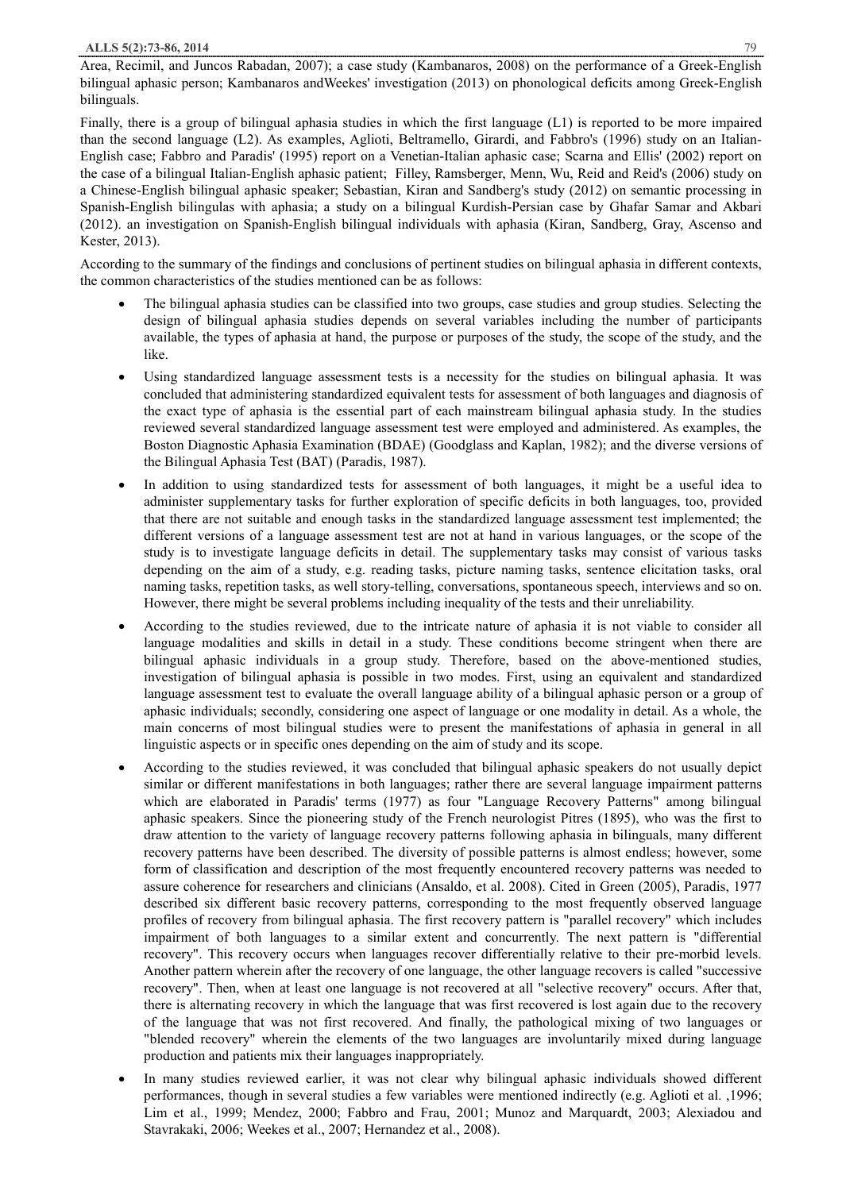Area, Recimil, and Juncos Rabadan, 2007); a case study (Kambanaros, 2008) on the performance of a Greek-English bilingual aphasic person; Kambanaros andWeekes' investigation (2013) on phonological deficits among Greek-English bilinguals.

Finally, there is a group of bilingual aphasia studies in which the first language (L1) is reported to be more impaired than the second language (L2). As examples, Aglioti, Beltramello, Girardi, and Fabbro's (1996) study on an Italian-English case; Fabbro and Paradis' (1995) report on a Venetian-Italian aphasic case; Scarna and Ellis' (2002) report on the case of a bilingual Italian-English aphasic patient; Filley, Ramsberger, Menn, Wu, Reid and Reid's (2006) study on a Chinese-English bilingual aphasic speaker; Sebastian, Kiran and Sandberg's study (2012) on semantic processing in Spanish-English bilingulas with aphasia; a study on a bilingual Kurdish-Persian case by Ghafar Samar and Akbari (2012). an investigation on Spanish-English bilingual individuals with aphasia (Kiran, Sandberg, Gray, Ascenso and Kester, 2013).

According to the summary of the findings and conclusions of pertinent studies on bilingual aphasia in different contexts, the common characteristics of the studies mentioned can be as follows:

- The bilingual aphasia studies can be classified into two groups, case studies and group studies. Selecting the design of bilingual aphasia studies depends on several variables including the number of participants available, the types of aphasia at hand, the purpose or purposes of the study, the scope of the study, and the like.
- Using standardized language assessment tests is a necessity for the studies on bilingual aphasia. It was concluded that administering standardized equivalent tests for assessment of both languages and diagnosis of the exact type of aphasia is the essential part of each mainstream bilingual aphasia study. In the studies reviewed several standardized language assessment test were employed and administered. As examples, the Boston Diagnostic Aphasia Examination (BDAE) (Goodglass and Kaplan, 1982); and the diverse versions of the Bilingual Aphasia Test (BAT) (Paradis, 1987).
- In addition to using standardized tests for assessment of both languages, it might be a useful idea to administer supplementary tasks for further exploration of specific deficits in both languages, too, provided that there are not suitable and enough tasks in the standardized language assessment test implemented; the different versions of a language assessment test are not at hand in various languages, or the scope of the study is to investigate language deficits in detail. The supplementary tasks may consist of various tasks depending on the aim of a study, e.g. reading tasks, picture naming tasks, sentence elicitation tasks, oral naming tasks, repetition tasks, as well story-telling, conversations, spontaneous speech, interviews and so on. However, there might be several problems including inequality of the tests and their unreliability.
- According to the studies reviewed, due to the intricate nature of aphasia it is not viable to consider all language modalities and skills in detail in a study. These conditions become stringent when there are bilingual aphasic individuals in a group study. Therefore, based on the above-mentioned studies, investigation of bilingual aphasia is possible in two modes. First, using an equivalent and standardized language assessment test to evaluate the overall language ability of a bilingual aphasic person or a group of aphasic individuals; secondly, considering one aspect of language or one modality in detail. As a whole, the main concerns of most bilingual studies were to present the manifestations of aphasia in general in all linguistic aspects or in specific ones depending on the aim of study and its scope.
- According to the studies reviewed, it was concluded that bilingual aphasic speakers do not usually depict similar or different manifestations in both languages; rather there are several language impairment patterns which are elaborated in Paradis' terms (1977) as four "Language Recovery Patterns" among bilingual aphasic speakers. Since the pioneering study of the French neurologist Pitres (1895), who was the first to draw attention to the variety of language recovery patterns following aphasia in bilinguals, many different recovery patterns have been described. The diversity of possible patterns is almost endless; however, some form of classification and description of the most frequently encountered recovery patterns was needed to assure coherence for researchers and clinicians (Ansaldo, et al. 2008). Cited in Green (2005), Paradis, 1977 described six different basic recovery patterns, corresponding to the most frequently observed language profiles of recovery from bilingual aphasia. The first recovery pattern is "parallel recovery" which includes impairment of both languages to a similar extent and concurrently. The next pattern is "differential recovery". This recovery occurs when languages recover differentially relative to their pre-morbid levels. Another pattern wherein after the recovery of one language, the other language recovers is called "successive recovery". Then, when at least one language is not recovered at all "selective recovery" occurs. After that, there is alternating recovery in which the language that was first recovered is lost again due to the recovery of the language that was not first recovered. And finally, the pathological mixing of two languages or "blended recovery" wherein the elements of the two languages are involuntarily mixed during language production and patients mix their languages inappropriately.
- In many studies reviewed earlier, it was not clear why bilingual aphasic individuals showed different performances, though in several studies a few variables were mentioned indirectly (e.g. Aglioti et al. ,1996; Lim et al., 1999; Mendez, 2000; Fabbro and Frau, 2001; Munoz and Marquardt, 2003; Alexiadou and Stavrakaki, 2006; Weekes et al., 2007; Hernandez et al., 2008).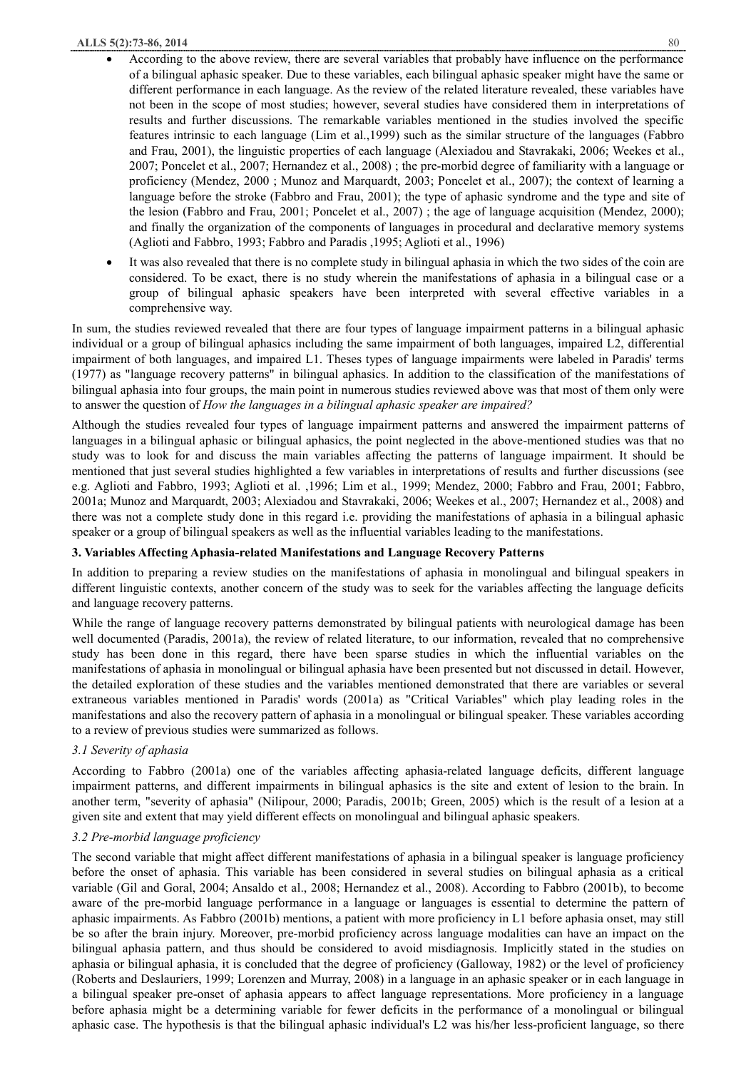- According to the above review, there are several variables that probably have influence on the performance of a bilingual aphasic speaker. Due to these variables, each bilingual aphasic speaker might have the same or different performance in each language. As the review of the related literature revealed, these variables have not been in the scope of most studies; however, several studies have considered them in interpretations of results and further discussions. The remarkable variables mentioned in the studies involved the specific features intrinsic to each language (Lim et al.,1999) such as the similar structure of the languages (Fabbro and Frau, 2001), the linguistic properties of each language (Alexiadou and Stavrakaki, 2006; Weekes et al., 2007; Poncelet et al., 2007; Hernandez et al., 2008) ; the pre-morbid degree of familiarity with a language or proficiency (Mendez, 2000 ; Munoz and Marquardt, 2003; Poncelet et al., 2007); the context of learning a language before the stroke (Fabbro and Frau, 2001); the type of aphasic syndrome and the type and site of the lesion (Fabbro and Frau, 2001; Poncelet et al., 2007) ; the age of language acquisition (Mendez, 2000); and finally the organization of the components of languages in procedural and declarative memory systems (Aglioti and Fabbro, 1993; Fabbro and Paradis ,1995; Aglioti et al., 1996)
- It was also revealed that there is no complete study in bilingual aphasia in which the two sides of the coin are considered. To be exact, there is no study wherein the manifestations of aphasia in a bilingual case or a group of bilingual aphasic speakers have been interpreted with several effective variables in a comprehensive way.

In sum, the studies reviewed revealed that there are four types of language impairment patterns in a bilingual aphasic individual or a group of bilingual aphasics including the same impairment of both languages, impaired L2, differential impairment of both languages, and impaired L1. Theses types of language impairments were labeled in Paradis' terms (1977) as "language recovery patterns" in bilingual aphasics. In addition to the classification of the manifestations of bilingual aphasia into four groups, the main point in numerous studies reviewed above was that most of them only were to answer the question of *How the languages in a bilingual aphasic speaker are impaired?*

Although the studies revealed four types of language impairment patterns and answered the impairment patterns of languages in a bilingual aphasic or bilingual aphasics, the point neglected in the above-mentioned studies was that no study was to look for and discuss the main variables affecting the patterns of language impairment. It should be mentioned that just several studies highlighted a few variables in interpretations of results and further discussions (see e.g. Aglioti and Fabbro, 1993; Aglioti et al. ,1996; Lim et al., 1999; Mendez, 2000; Fabbro and Frau, 2001; Fabbro, 2001a; Munoz and Marquardt, 2003; Alexiadou and Stavrakaki, 2006; Weekes et al., 2007; Hernandez et al., 2008) and there was not a complete study done in this regard i.e. providing the manifestations of aphasia in a bilingual aphasic speaker or a group of bilingual speakers as well as the influential variables leading to the manifestations.

## 3. Variables Affecting Aphasia-related Manifestations and Language Recovery Patterns

In addition to preparing a review studies on the manifestations of aphasia in monolingual and bilingual speakers in different linguistic contexts, another concern of the study was to seek for the variables affecting the language deficits and language recovery patterns.

While the range of language recovery patterns demonstrated by bilingual patients with neurological damage has been well documented (Paradis, 2001a), the review of related literature, to our information, revealed that no comprehensive study has been done in this regard, there have been sparse studies in which the influential variables on the manifestations of aphasia in monolingual or bilingual aphasia have been presented but not discussed in detail. However, the detailed exploration of these studies and the variables mentioned demonstrated that there are variables or several extraneous variables mentioned in Paradis' words (2001a) as "Critical Variables" which play leading roles in the manifestations and also the recovery pattern of aphasia in a monolingual or bilingual speaker. These variables according to a review of previous studies were summarized as follows.

### *3.1 Severity of aphasia*

According to Fabbro (2001a) one of the variables affecting aphasia-related language deficits, different language impairment patterns, and different impairments in bilingual aphasics is the site and extent of lesion to the brain. In another term, "severity of aphasia" (Nilipour, 2000; Paradis, 2001b; Green, 2005) which is the result of a lesion at a given site and extent that may yield different effects on monolingual and bilingual aphasic speakers.

### *3.2 Pre-morbid language proficiency*

The second variable that might affect different manifestations of aphasia in a bilingual speaker is language proficiency before the onset of aphasia. This variable has been considered in several studies on bilingual aphasia as a critical variable (Gil and Goral, 2004; Ansaldo et al., 2008; Hernandez et al., 2008). According to Fabbro (2001b), to become aware of the pre-morbid language performance in a language or languages is essential to determine the pattern of aphasic impairments. As Fabbro (2001b) mentions, a patient with more proficiency in L1 before aphasia onset, may still be so after the brain injury. Moreover, pre-morbid proficiency across language modalities can have an impact on the bilingual aphasia pattern, and thus should be considered to avoid misdiagnosis. Implicitly stated in the studies on aphasia or bilingual aphasia, it is concluded that the degree of proficiency (Galloway, 1982) or the level of proficiency (Roberts and Deslauriers, 1999; Lorenzen and Murray, 2008) in a language in an aphasic speaker or in each language in a bilingual speaker pre-onset of aphasia appears to affect language representations. More proficiency in a language before aphasia might be a determining variable for fewer deficits in the performance of a monolingual or bilingual aphasic case. The hypothesis is that the bilingual aphasic individual's L2 was his/her less-proficient language, so there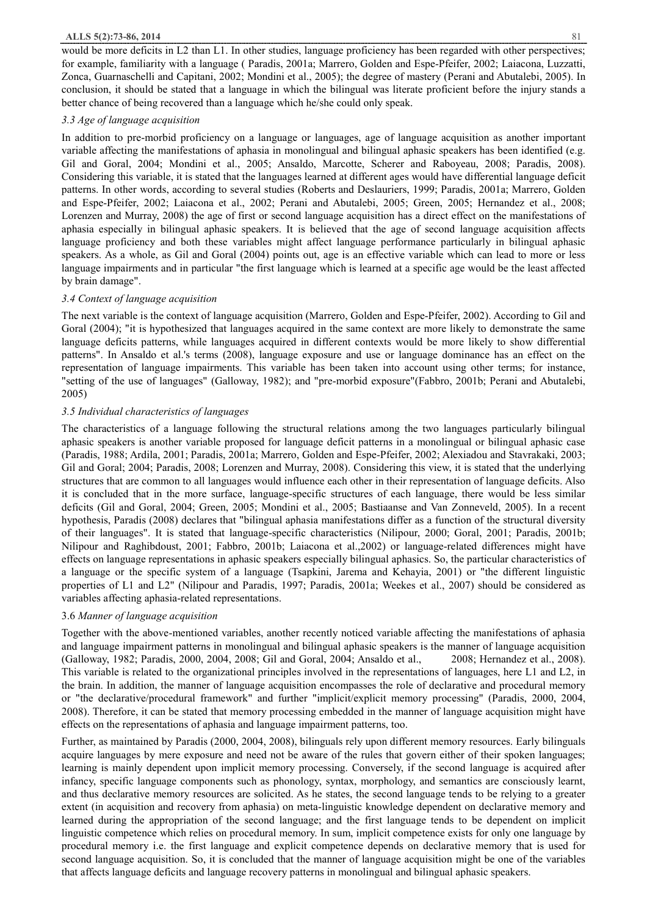would be more deficits in L2 than L1. In other studies, language proficiency has been regarded with other perspectives; for example, familiarity with a language ( Paradis, 2001a; Marrero, Golden and Espe-Pfeifer, 2002; Laiacona, Luzzatti, Zonca, Guarnaschelli and Capitani, 2002; Mondini et al., 2005); the degree of mastery (Perani and Abutalebi, 2005). In conclusion, it should be stated that a language in which the bilingual was literate proficient before the injury stands a better chance of being recovered than a language which he/she could only speak.

### *3.3 Age of language acquisition*

In addition to pre-morbid proficiency on a language or languages, age of language acquisition as another important variable affecting the manifestations of aphasia in monolingual and bilingual aphasic speakers has been identified (e.g. Gil and Goral, 2004; Mondini et al., 2005; Ansaldo, Marcotte, Scherer and Raboyeau, 2008; Paradis, 2008). Considering this variable, it is stated that the languages learned at different ages would have differential language deficit patterns. In other words, according to several studies (Roberts and Deslauriers, 1999; Paradis, 2001a; Marrero, Golden and Espe-Pfeifer, 2002; Laiacona et al., 2002; Perani and Abutalebi, 2005; Green, 2005; Hernandez et al., 2008; Lorenzen and Murray, 2008) the age of first or second language acquisition has a direct effect on the manifestations of aphasia especially in bilingual aphasic speakers. It is believed that the age of second language acquisition affects language proficiency and both these variables might affect language performance particularly in bilingual aphasic speakers. As a whole, as Gil and Goral (2004) points out, age is an effective variable which can lead to more or less language impairments and in particular "the first language which is learned at a specific age would be the least affected by brain damage".

### *3.4 Context of language acquisition*

The next variable is the context of language acquisition (Marrero, Golden and Espe-Pfeifer, 2002). According to Gil and Goral (2004); "it is hypothesized that languages acquired in the same context are more likely to demonstrate the same language deficits patterns, while languages acquired in different contexts would be more likely to show differential patterns". In Ansaldo et al.'s terms (2008), language exposure and use or language dominance has an effect on the representation of language impairments. This variable has been taken into account using other terms; for instance, "setting of the use of languages" (Galloway, 1982); and "pre-morbid exposure"(Fabbro, 2001b; Perani and Abutalebi, 2005)

### *3.5 Individual characteristics of languages*

The characteristics of a language following the structural relations among the two languages particularly bilingual aphasic speakers is another variable proposed for language deficit patterns in a monolingual or bilingual aphasic case (Paradis, 1988; Ardila, 2001; Paradis, 2001a; Marrero, Golden and Espe-Pfeifer, 2002; Alexiadou and Stavrakaki, 2003; Gil and Goral; 2004; Paradis, 2008; Lorenzen and Murray, 2008). Considering this view, it is stated that the underlying structures that are common to all languages would influence each other in their representation of language deficits. Also it is concluded that in the more surface, language-specific structures of each language, there would be less similar deficits (Gil and Goral, 2004; Green, 2005; Mondini et al., 2005; Bastiaanse and Van Zonneveld, 2005). In a recent hypothesis, Paradis (2008) declares that "bilingual aphasia manifestations differ as a function of the structural diversity of their languages". It is stated that language-specific characteristics (Nilipour, 2000; Goral, 2001; Paradis, 2001b; Nilipour and Raghibdoust, 2001; Fabbro, 2001b; Laiacona et al.,2002) or language-related differences might have effects on language representations in aphasic speakers especially bilingual aphasics. So, the particular characteristics of a language or the specific system of a language (Tsapkini, Jarema and Kehayia, 2001) or "the different linguistic properties of L1 and L2" (Nilipour and Paradis, 1997; Paradis, 2001a; Weekes et al., 2007) should be considered as variables affecting aphasia-related representations.

### 3.6 *Manner of language acquisition*

Together with the above-mentioned variables, another recently noticed variable affecting the manifestations of aphasia and language impairment patterns in monolingual and bilingual aphasic speakers is the manner of language acquisition (Galloway, 1982; Paradis, 2000, 2004, 2008; Gil and Goral, 2004; Ansaldo et al., 2008; Hernandez et al., 2008). This variable is related to the organizational principles involved in the representations of languages, here L1 and L2, in the brain. In addition, the manner of language acquisition encompasses the role of declarative and procedural memory or "the declarative/procedural framework" and further "implicit/explicit memory processing" (Paradis, 2000, 2004, 2008). Therefore, it can be stated that memory processing embedded in the manner of language acquisition might have effects on the representations of aphasia and language impairment patterns, too.

Further, as maintained by Paradis (2000, 2004, 2008), bilinguals rely upon different memory resources. Early bilinguals acquire languages by mere exposure and need not be aware of the rules that govern either of their spoken languages; learning is mainly dependent upon implicit memory processing. Conversely, if the second language is acquired after infancy, specific language components such as phonology, syntax, morphology, and semantics are consciously learnt, and thus declarative memory resources are solicited. As he states, the second language tends to be relying to a greater extent (in acquisition and recovery from aphasia) on meta-linguistic knowledge dependent on declarative memory and learned during the appropriation of the second language; and the first language tends to be dependent on implicit linguistic competence which relies on procedural memory. In sum, implicit competence exists for only one language by procedural memory i.e. the first language and explicit competence depends on declarative memory that is used for second language acquisition. So, it is concluded that the manner of language acquisition might be one of the variables that affects language deficits and language recovery patterns in monolingual and bilingual aphasic speakers.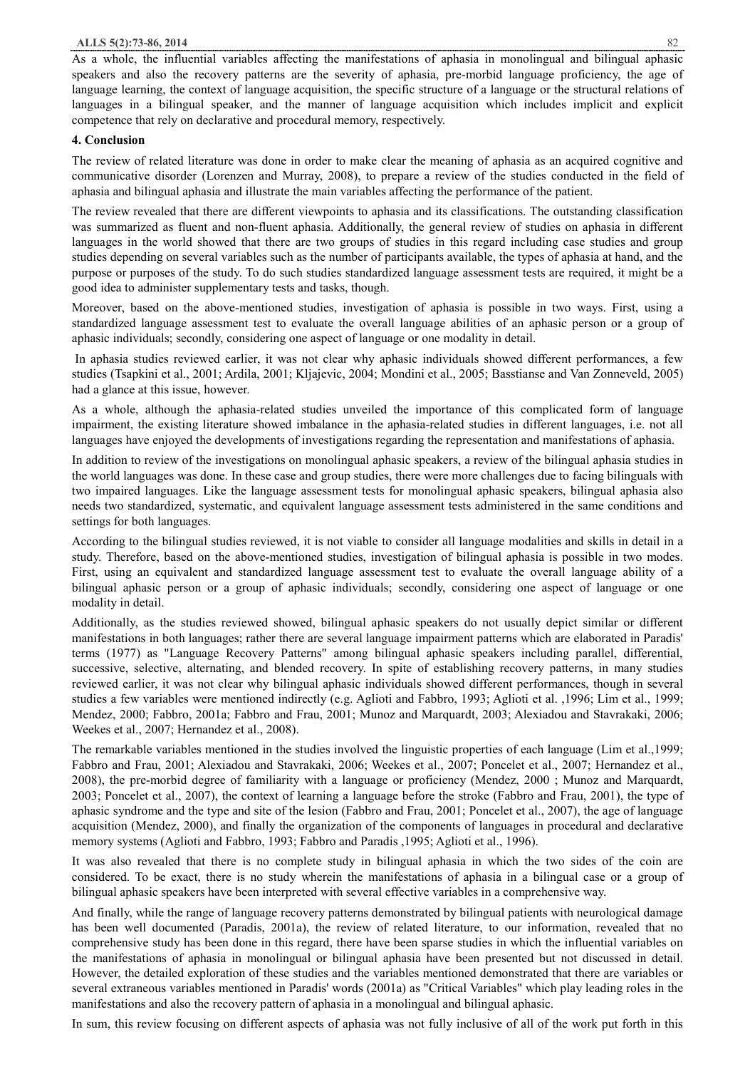As a whole, the influential variables affecting the manifestations of aphasia in monolingual and bilingual aphasic speakers and also the recovery patterns are the severity of aphasia, pre-morbid language proficiency, the age of language learning, the context of language acquisition, the specific structure of a language or the structural relations of languages in a bilingual speaker, and the manner of language acquisition which includes implicit and explicit competence that rely on declarative and procedural memory, respectively.

## 4. Conclusion

The review of related literature was done in order to make clear the meaning of aphasia as an acquired cognitive and communicative disorder (Lorenzen and Murray, 2008), to prepare a review of the studies conducted in the field of aphasia and bilingual aphasia and illustrate the main variables affecting the performance of the patient.

The review revealed that there are different viewpoints to aphasia and its classifications. The outstanding classification was summarized as fluent and non-fluent aphasia. Additionally, the general review of studies on aphasia in different languages in the world showed that there are two groups of studies in this regard including case studies and group studies depending on several variables such as the number of participants available, the types of aphasia at hand, and the purpose or purposes of the study. To do such studies standardized language assessment tests are required, it might be a good idea to administer supplementary tests and tasks, though.

Moreover, based on the above-mentioned studies, investigation of aphasia is possible in two ways. First, using a standardized language assessment test to evaluate the overall language abilities of an aphasic person or a group of aphasic individuals; secondly, considering one aspect of language or one modality in detail.

In aphasia studies reviewed earlier, it was not clear why aphasic individuals showed different performances, a few studies (Tsapkini et al., 2001; Ardila, 2001; Kljajevic, 2004; Mondini et al., 2005; Basstianse and Van Zonneveld, 2005) had a glance at this issue, however.

As a whole, although the aphasia-related studies unveiled the importance of this complicated form of language impairment, the existing literature showed imbalance in the aphasia-related studies in different languages, i.e. not all languages have enjoyed the developments of investigations regarding the representation and manifestations of aphasia.

In addition to review of the investigations on monolingual aphasic speakers, a review of the bilingual aphasia studies in the world languages was done. In these case and group studies, there were more challenges due to facing bilinguals with two impaired languages. Like the language assessment tests for monolingual aphasic speakers, bilingual aphasia also needs two standardized, systematic, and equivalent language assessment tests administered in the same conditions and settings for both languages.

According to the bilingual studies reviewed, it is not viable to consider all language modalities and skills in detail in a study. Therefore, based on the above-mentioned studies, investigation of bilingual aphasia is possible in two modes. First, using an equivalent and standardized language assessment test to evaluate the overall language ability of a bilingual aphasic person or a group of aphasic individuals; secondly, considering one aspect of language or one modality in detail.

Additionally, as the studies reviewed showed, bilingual aphasic speakers do not usually depict similar or different manifestations in both languages; rather there are several language impairment patterns which are elaborated in Paradis' terms (1977) as "Language Recovery Patterns" among bilingual aphasic speakers including parallel, differential, successive, selective, alternating, and blended recovery. In spite of establishing recovery patterns, in many studies reviewed earlier, it was not clear why bilingual aphasic individuals showed different performances, though in several studies a few variables were mentioned indirectly (e.g. Aglioti and Fabbro, 1993; Aglioti et al. ,1996; Lim et al., 1999; Mendez, 2000; Fabbro, 2001a; Fabbro and Frau, 2001; Munoz and Marquardt, 2003; Alexiadou and Stavrakaki, 2006; Weekes et al., 2007; Hernandez et al., 2008).

The remarkable variables mentioned in the studies involved the linguistic properties of each language (Lim et al.,1999; Fabbro and Frau, 2001; Alexiadou and Stavrakaki, 2006; Weekes et al., 2007; Poncelet et al., 2007; Hernandez et al., 2008), the pre-morbid degree of familiarity with a language or proficiency (Mendez, 2000 ; Munoz and Marquardt, 2003; Poncelet et al., 2007), the context of learning a language before the stroke (Fabbro and Frau, 2001), the type of aphasic syndrome and the type and site of the lesion (Fabbro and Frau, 2001; Poncelet et al., 2007), the age of language acquisition (Mendez, 2000), and finally the organization of the components of languages in procedural and declarative memory systems (Aglioti and Fabbro, 1993; Fabbro and Paradis ,1995; Aglioti et al., 1996).

It was also revealed that there is no complete study in bilingual aphasia in which the two sides of the coin are considered. To be exact, there is no study wherein the manifestations of aphasia in a bilingual case or a group of bilingual aphasic speakers have been interpreted with several effective variables in a comprehensive way.

And finally, while the range of language recovery patterns demonstrated by bilingual patients with neurological damage has been well documented (Paradis, 2001a), the review of related literature, to our information, revealed that no comprehensive study has been done in this regard, there have been sparse studies in which the influential variables on the manifestations of aphasia in monolingual or bilingual aphasia have been presented but not discussed in detail. However, the detailed exploration of these studies and the variables mentioned demonstrated that there are variables or several extraneous variables mentioned in Paradis' words (2001a) as "Critical Variables" which play leading roles in the manifestations and also the recovery pattern of aphasia in a monolingual and bilingual aphasic.

In sum, this review focusing on different aspects of aphasia was not fully inclusive of all of the work put forth in this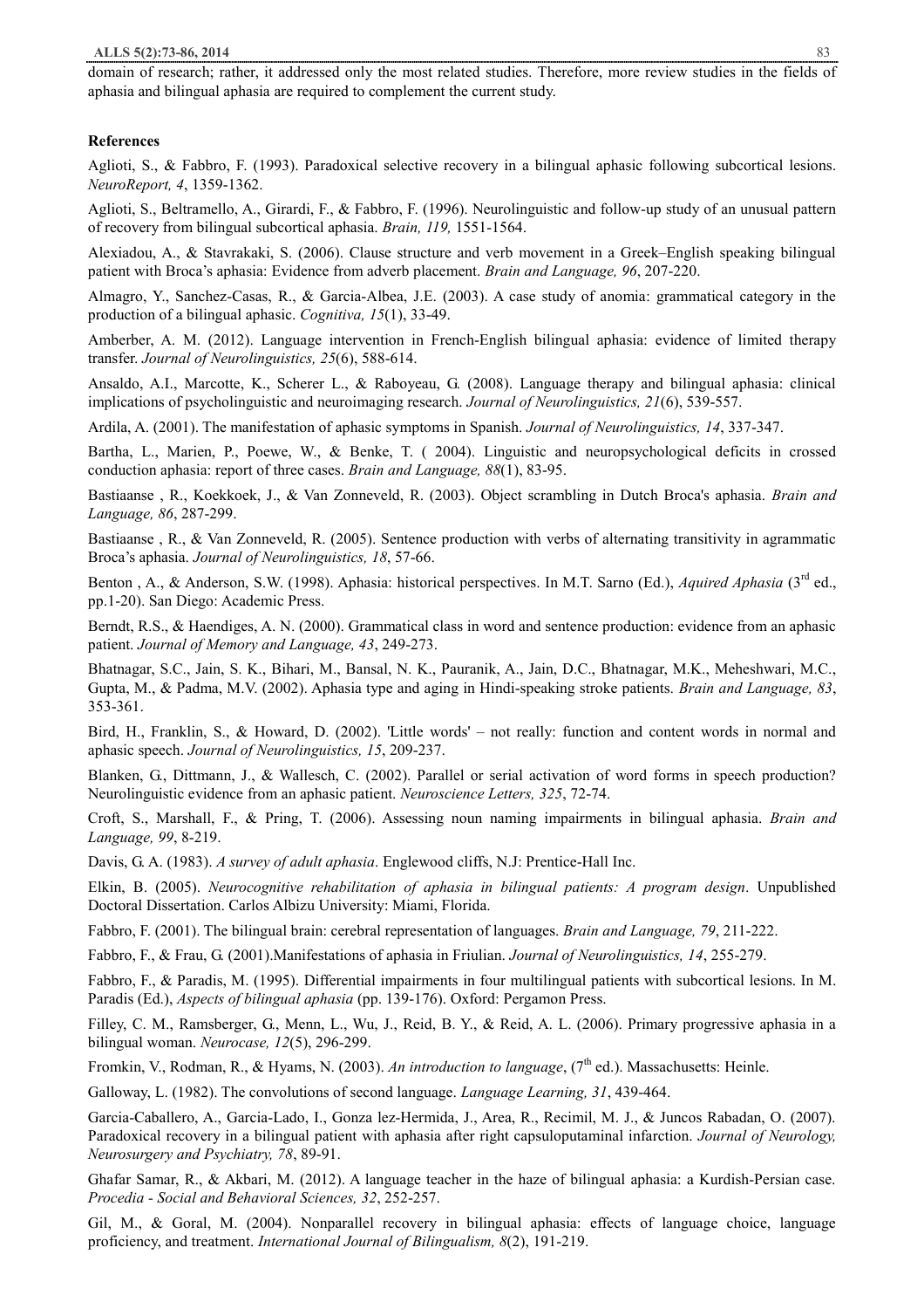domain of research; rather, it addressed only the most related studies. Therefore, more review studies in the fields of aphasia and bilingual aphasia are required to complement the current study.

**References**

Aglioti, S., & Fabbro, F. (1993). Paradoxical selective recovery in a bilingual aphasic following subcortical lesions. *NeuroReport, 4*, 1359-1362.

Aglioti, S., Beltramello, A., Girardi, F., & Fabbro, F. (1996). Neurolinguistic and follow-up study of an unusual pattern of recovery from bilingual subcortical aphasia. *Brain, 119,* 1551-1564.

Alexiadou, A., & Stavrakaki, S. (2006). Clause structure and verb movement in a Greek–English speaking bilingual patient with Broca's aphasia: Evidence from adverb placement. *Brain and Language, 96*, 207-220.

Almagro, Y., Sanchez-Casas, R., & Garcia-Albea, J.E. (2003). A case study of anomia: grammatical category in the production of a bilingual aphasic. *Cognitiva, 15*(1), 33-49.

Amberber, A. M. (2012). Language intervention in French-English bilingual aphasia: evidence of limited therapy transfer. *Journal of Neurolinguistics, 25*(6), 588-614.

Ansaldo, A.I., Marcotte, K., Scherer L., & Raboyeau, G. (2008). Language therapy and bilingual aphasia: clinical implications of psycholinguistic and neuroimaging research. *Journal of Neurolinguistics, 21*(6), 539-557.

Ardila, A. (2001). The manifestation of aphasic symptoms in Spanish. *Journal of Neurolinguistics, 14*, 337-347.

Bartha, L., Marien, P., Poewe, W., & Benke, T. ( 2004). Linguistic and neuropsychological deficits in crossed conduction aphasia: report of three cases. *Brain and Language, 88*(1), 83-95.

Bastiaanse , R., Koekkoek, J., & Van Zonneveld, R. (2003). Object scrambling in Dutch Broca's aphasia. *Brain and Language, 86*, 287-299.

Bastiaanse , R., & Van Zonneveld, R. (2005). Sentence production with verbs of alternating transitivity in agrammatic Broca's aphasia. *Journal of Neurolinguistics, 18*, 57-66.

Benton , A., & Anderson, S.W. (1998). Aphasia: historical perspectives. In M.T. Sarno (Ed.), *Aquired Aphasia* (3rd ed., pp.1-20). San Diego: Academic Press.

Berndt, R.S., & Haendiges, A. N. (2000). Grammatical class in word and sentence production: evidence from an aphasic patient. *Journal of Memory and Language, 43*, 249-273.

Bhatnagar, S.C., Jain, S. K., Bihari, M., Bansal, N. K., Pauranik, A., Jain, D.C., Bhatnagar, M.K., Meheshwari, M.C., Gupta, M., & Padma, M.V. (2002). Aphasia type and aging in Hindi-speaking stroke patients. *Brain and Language, 83*, 353-361.

Bird, H., Franklin, S., & Howard, D. (2002). 'Little words' – not really: function and content words in normal and aphasic speech. *Journal of Neurolinguistics, 15*, 209-237.

Blanken, G., Dittmann, J., & Wallesch, C. (2002). Parallel or serial activation of word forms in speech production? Neurolinguistic evidence from an aphasic patient. *Neuroscience Letters, 325*, 72-74.

Croft, S., Marshall, F., & Pring, T. (2006). Assessing noun naming impairments in bilingual aphasia. *Brain and Language, 99*, 8-219.

Davis, G. A. (1983). *A survey of adult aphasia*. Englewood cliffs, N.J: Prentice-Hall Inc.

Elkin, B. (2005). *Neurocognitive rehabilitation of aphasia in bilingual patients: A program design*. Unpublished Doctoral Dissertation. Carlos Albizu University: Miami, Florida.

Fabbro, F. (2001). The bilingual brain: cerebral representation of languages. *Brain and Language, 79*, 211-222.

Fabbro, F., & Frau, G. (2001).Manifestations of aphasia in Friulian. *Journal of Neurolinguistics, 14*, 255-279.

Fabbro, F., & Paradis, M. (1995). Differential impairments in four multilingual patients with subcortical lesions. In M. Paradis (Ed.), *Aspects of bilingual aphasia* (pp. 139-176). Oxford: Pergamon Press.

Filley, C. M., Ramsberger, G., Menn, L., Wu, J., Reid, B. Y., & Reid, A. L. (2006). Primary progressive aphasia in a bilingual woman. *Neurocase, 12*(5), 296-299.

Fromkin, V., Rodman, R., & Hyams, N. (2003). *An introduction to language*, (7th ed.). Massachusetts: Heinle.

Galloway, L. (1982). The convolutions of second language. *Language Learning, 31*, 439-464.

Garcia-Caballero, A., Garcia-Lado, I., Gonza lez-Hermida, J., Area, R., Recimil, M. J., & Juncos Rabadan, O. (2007). Paradoxical recovery in a bilingual patient with aphasia after right capsuloputaminal infarction. *Journal of Neurology, Neurosurgery and Psychiatry, 78*, 89-91.

Ghafar Samar, R., & Akbari, M. (2012). A language teacher in the haze of bilingual aphasia: a Kurdish-Persian case. *Procedia - Social and Behavioral Sciences, 32*, 252-257.

Gil, M., & Goral, M. (2004). Nonparallel recovery in bilingual aphasia: effects of language choice, language proficiency, and treatment. *International Journal of Bilingualism, 8*(2), 191-219.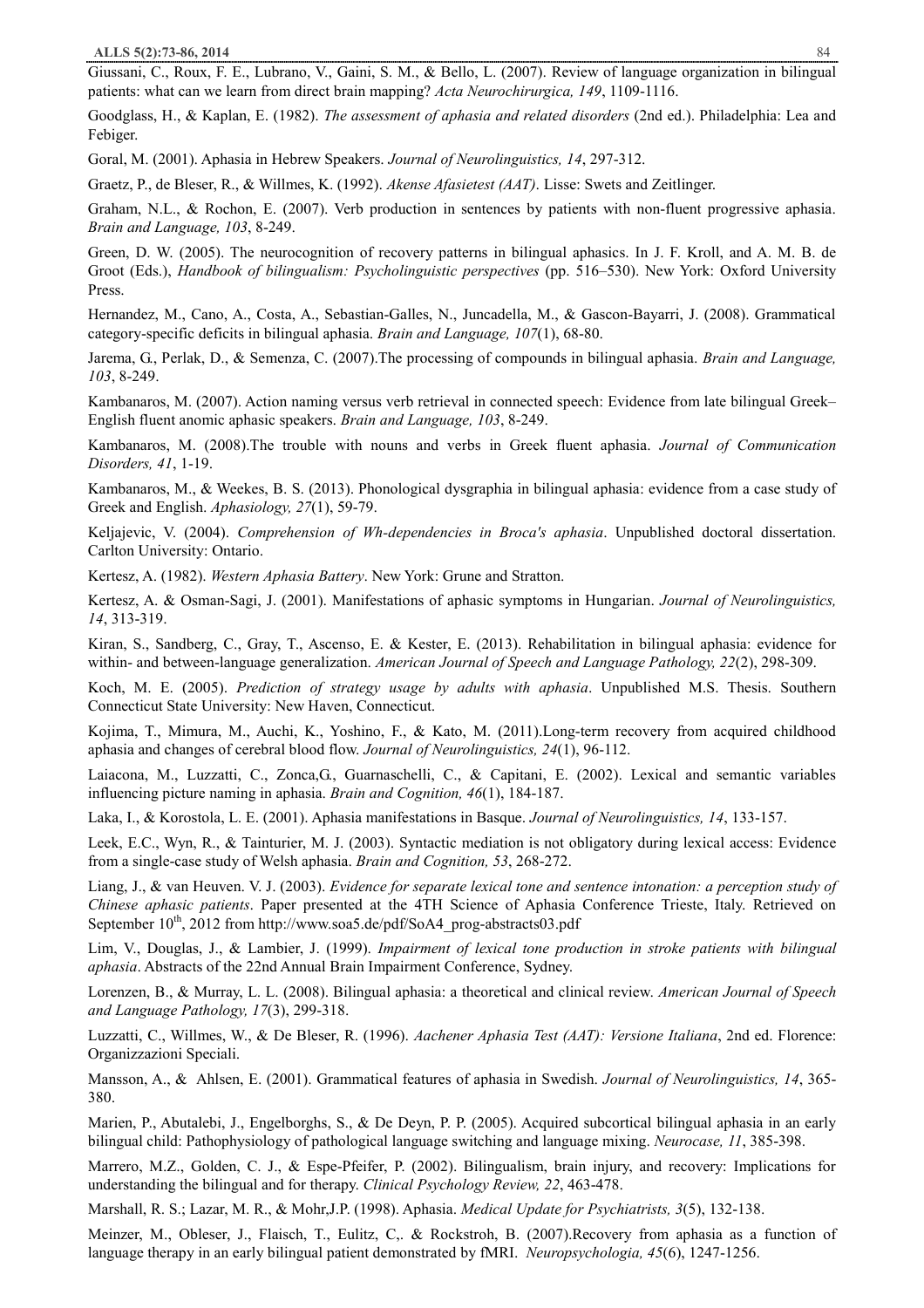Giussani, C., Roux, F. E., Lubrano, V., Gaini, S. M., & Bello, L. (2007). Review of language organization in bilingual patients: what can we learn from direct brain mapping? *Acta Neurochirurgica, 149*, 1109-1116.

Goodglass, H., & Kaplan, E. (1982). *The assessment of aphasia and related disorders* (2nd ed.). Philadelphia: Lea and Febiger.

Goral, M. (2001). Aphasia in Hebrew Speakers. *Journal of Neurolinguistics, 14*, 297-312.

Graetz, P., de Bleser, R., & Willmes, K. (1992). *Akense Afasietest (AAT)*. Lisse: Swets and Zeitlinger.

Graham, N.L., & Rochon, E. (2007). Verb production in sentences by patients with non-fluent progressive aphasia. *Brain and Language, 103*, 8-249.

Green, D. W. (2005). The neurocognition of recovery patterns in bilingual aphasics. In J. F. Kroll, and A. M. B. de Groot (Eds.), *Handbook of bilingualism: Psycholinguistic perspectives* (pp. 516–530). New York: Oxford University Press.

Hernandez, M., Cano, A., Costa, A., Sebastian-Galles, N., Juncadella, M., & Gascon-Bayarri, J. (2008). Grammatical category-specific deficits in bilingual aphasia. *Brain and Language, 107*(1), 68-80.

Jarema, G., Perlak, D., & Semenza, C. (2007).The processing of compounds in bilingual aphasia. *Brain and Language, 103*, 8-249.

Kambanaros, M. (2007). Action naming versus verb retrieval in connected speech: Evidence from late bilingual Greek–English fluent anomic aphasic speakers. *Brain and Language, 103*, 8-249.

Kambanaros, M. (2008).The trouble with nouns and verbs in Greek fluent aphasia. *Journal of Communication Disorders, 41*, 1-19.

Kambanaros, M., & Weekes, B. S. (2013). Phonological dysgraphia in bilingual aphasia: evidence from a case study of Greek and English. *Aphasiology, 27*(1), 59-79.

Keljajevic, V. (2004). *Comprehension of Wh-dependencies in Broca's aphasia*. Unpublished doctoral dissertation. Carlton University: Ontario.

Kertesz, A. (1982). *Western Aphasia Battery*. New York: Grune and Stratton.

Kertesz, A. & Osman-Sagi, J. (2001). Manifestations of aphasic symptoms in Hungarian. *Journal of Neurolinguistics, 14*, 313-319.

Kiran, S., Sandberg, C., Gray, T., Ascenso, E. & Kester, E. (2013). Rehabilitation in bilingual aphasia: evidence for within- and between-language generalization. *American Journal of Speech and Language Pathology, 22*(2), 298-309.

Koch, M. E. (2005). *Prediction of strategy usage by adults with aphasia*. Unpublished M.S. Thesis. Southern Connecticut State University: New Haven, Connecticut.

Kojima, T., Mimura, M., Auchi, K., Yoshino, F., & Kato, M. (2011).Long-term recovery from acquired childhood aphasia and changes of cerebral blood flow. *Journal of Neurolinguistics, 24*(1), 96-112.

Laiacona, M., Luzzatti, C., Zonca,G., Guarnaschelli, C., & Capitani, E. (2002). Lexical and semantic variables influencing picture naming in aphasia. *Brain and Cognition, 46*(1), 184-187.

Laka, I., & Korostola, L. E. (2001). Aphasia manifestations in Basque. *Journal of Neurolinguistics, 14*, 133-157.

Leek, E.C., Wyn, R., & Tainturier, M. J. (2003). Syntactic mediation is not obligatory during lexical access: Evidence from a single-case study of Welsh aphasia. *Brain and Cognition, 53*, 268-272.

Liang, J., & van Heuven. V. J. (2003). *Evidence for separate lexical tone and sentence intonation: a perception study of Chinese aphasic patients*. Paper presented at the 4TH Science of Aphasia Conference Trieste, Italy. Retrieved on September 10th, 2012 from http://www.soa5.de/pdf/SoA4_prog-abstracts03.pdf

Lim, V., Douglas, J., & Lambier, J. (1999). *Impairment of lexical tone production in stroke patients with bilingual aphasia*. Abstracts of the 22nd Annual Brain Impairment Conference, Sydney.

Lorenzen, B., & Murray, L. L. (2008). Bilingual aphasia: a theoretical and clinical review. *American Journal of Speech and Language Pathology, 17*(3), 299-318.

Luzzatti, C., Willmes, W., & De Bleser, R. (1996). *Aachener Aphasia Test (AAT): Versione Italiana*, 2nd ed. Florence: Organizzazioni Speciali.

Mansson, A., & Ahlsen, E. (2001). Grammatical features of aphasia in Swedish. *Journal of Neurolinguistics, 14*, 365-380.

Marien, P., Abutalebi, J., Engelborghs, S., & De Deyn, P. P. (2005). Acquired subcortical bilingual aphasia in an early bilingual child: Pathophysiology of pathological language switching and language mixing. *Neurocase, 11*, 385-398.

Marrero, M.Z., Golden, C. J., & Espe-Pfeifer, P. (2002). Bilingualism, brain injury, and recovery: Implications for understanding the bilingual and for therapy. *Clinical Psychology Review, 22*, 463-478.

Marshall, R. S.; Lazar, M. R., & Mohr,J.P. (1998). Aphasia. *Medical Update for Psychiatrists, 3*(5), 132-138.

Meinzer, M., Obleser, J., Flaisch, T., Eulitz, C,. & Rockstroh, B. (2007).Recovery from aphasia as a function of language therapy in an early bilingual patient demonstrated by fMRI. *Neuropsychologia, 45*(6), 1247-1256.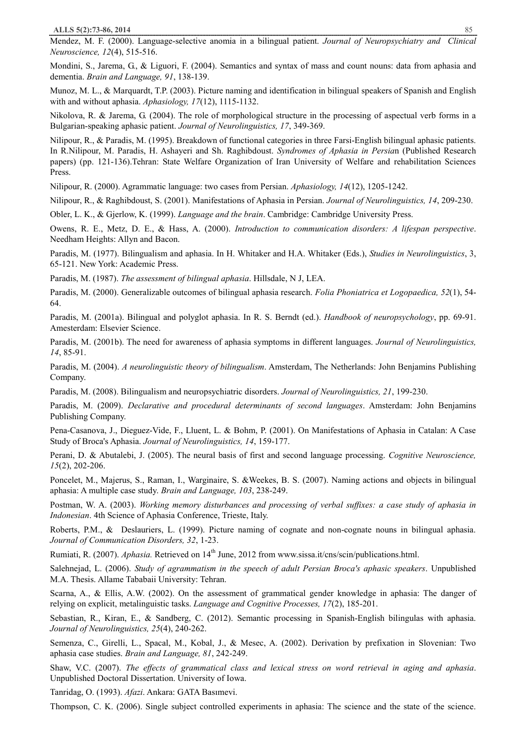Mendez, M. F. (2000). Language-selective anomia in a bilingual patient. *Journal of Neuropsychiatry and Clinical Neuroscience, 12*(4), 515-516.

Mondini, S., Jarema, G., & Liguori, F. (2004). Semantics and syntax of mass and count nouns: data from aphasia and dementia. *Brain and Language, 91*, 138-139.

Munoz, M. L., & Marquardt, T.P. (2003). Picture naming and identification in bilingual speakers of Spanish and English with and without aphasia. *Aphasiology, 17*(12), 1115-1132.

Nikolova, R. & Jarema, G. (2004). The role of morphological structure in the processing of aspectual verb forms in a Bulgarian-speaking aphasic patient. *Journal of Neurolinguistics, 17*, 349-369.

Nilipour, R., & Paradis, M. (1995). Breakdown of functional categories in three Farsi-English bilingual aphasic patients. In R.Nilipour, M. Paradis, H. Ashayeri and Sh. Raghibdoust. *Syndromes of Aphasia in Persia*n (Published Research papers) (pp. 121-136).Tehran: State Welfare Organization of Iran University of Welfare and rehabilitation Sciences Press.

Nilipour, R. (2000). Agrammatic language: two cases from Persian. *Aphasiology, 14*(12), 1205-1242.

Nilipour, R., & Raghibdoust, S. (2001). Manifestations of Aphasia in Persian. *Journal of Neurolinguistics, 14*, 209-230.

Obler, L. K., & Gjerlow, K. (1999). *Language and the brain*. Cambridge: Cambridge University Press.

Owens, R. E., Metz, D. E., & Hass, A. (2000). *Introduction to communication disorders: A lifespan perspective*. Needham Heights: Allyn and Bacon.

Paradis, M. (1977). Bilingualism and aphasia. In H. Whitaker and H.A. Whitaker (Eds.), *Studies in Neurolinguistics*, 3, 65-121. New York: Academic Press.

Paradis, M. (1987). *The assessment of bilingual aphasia*. Hillsdale, N J, LEA.

Paradis, M. (2000). Generalizable outcomes of bilingual aphasia research. *Folia Phoniatrica et Logopaedica, 52*(1), 54-64.

Paradis, M. (2001a). Bilingual and polyglot aphasia. In R. S. Berndt (ed.). *Handbook of neuropsychology*, pp. 69-91. Amesterdam: Elsevier Science.

Paradis, M. (2001b). The need for awareness of aphasia symptoms in different languages. *Journal of Neurolinguistics, 14*, 85-91.

Paradis, M. (2004). *A neurolinguistic theory of bilingualism*. Amsterdam, The Netherlands: John Benjamins Publishing Company.

Paradis, M. (2008). Bilingualism and neuropsychiatric disorders. *Journal of Neurolinguistics, 21*, 199-230.

Paradis, M. (2009). *Declarative and procedural determinants of second languages*. Amsterdam: John Benjamins Publishing Company.

Pena-Casanova, J., Dieguez-Vide, F., Lluent, L. & Bohm, P. (2001). On Manifestations of Aphasia in Catalan: A Case Study of Broca's Aphasia. *Journal of Neurolinguistics, 14*, 159-177.

Perani, D. & Abutalebi, J. (2005). The neural basis of first and second language processing. *Cognitive Neuroscience, 15*(2), 202-206.

Poncelet, M., Majerus, S., Raman, I., Warginaire, S. &Weekes, B. S. (2007). Naming actions and objects in bilingual aphasia: A multiple case study. *Brain and Language, 103*, 238-249.

Postman, W. A. (2003). *Working memory disturbances and processing of verbal suffixes: a case study of aphasia in Indonesian*. 4th Science of Aphasia Conference, Trieste, Italy.

Roberts, P.M., & Deslauriers, L. (1999). Picture naming of cognate and non-cognate nouns in bilingual aphasia. *Journal of Communication Disorders, 32*, 1-23.

Rumiati, R. (2007). *Aphasia.* Retrieved on 14th June, 2012 from www.sissa.it/cns/scin/publications.html.

Salehnejad, L. (2006). *Study of agrammatism in the speech of adult Persian Broca's aphasic speakers*. Unpublished M.A. Thesis. Allame Tababaii University: Tehran.

Scarna, A., & Ellis, A.W. (2002). On the assessment of grammatical gender knowledge in aphasia: The danger of relying on explicit, metalinguistic tasks. *Language and Cognitive Processes, 17*(2), 185-201.

Sebastian, R., Kiran, E., & Sandberg, C. (2012). Semantic processing in Spanish-English bilingulas with aphasia. *Journal of Neurolinguistics, 25*(4), 240-262.

Semenza, C., Girelli, L., Spacal, M., Kobal, J., & Mesec, A. (2002). Derivation by prefixation in Slovenian: Two aphasia case studies. *Brain and Language, 81*, 242-249.

Shaw, V.C. (2007). *The effects of grammatical class and lexical stress on word retrieval in aging and aphasia*. Unpublished Doctoral Dissertation. University of Iowa.

Tanridag, O. (1993). *Afazi*. Ankara: GATA Basımevi.

Thompson, C. K. (2006). Single subject controlled experiments in aphasia: The science and the state of the science.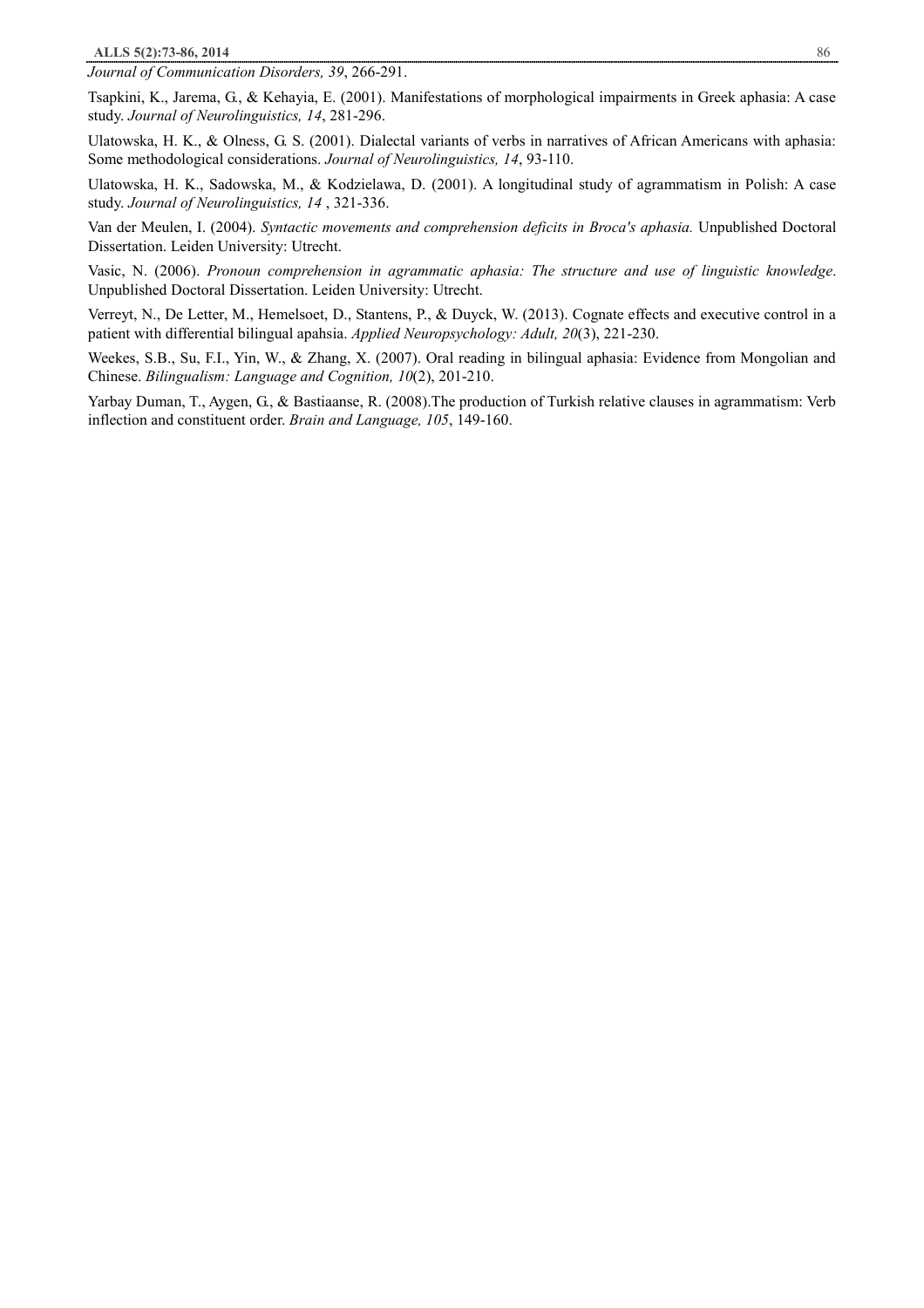*Journal of Communication Disorders, 39*, 266-291.

Tsapkini, K., Jarema, G., & Kehayia, E. (2001). Manifestations of morphological impairments in Greek aphasia: A case study. *Journal of Neurolinguistics, 14*, 281-296.

Ulatowska, H. K., & Olness, G. S. (2001). Dialectal variants of verbs in narratives of African Americans with aphasia: Some methodological considerations. *Journal of Neurolinguistics, 14*, 93-110.

Ulatowska, H. K., Sadowska, M., & Kodzielawa, D. (2001). A longitudinal study of agrammatism in Polish: A case study. *Journal of Neurolinguistics, 14* , 321-336.

Van der Meulen, I. (2004). *Syntactic movements and comprehension deficits in Broca's aphasia.* Unpublished Doctoral Dissertation. Leiden University: Utrecht.

Vasic, N. (2006). *Pronoun comprehension in agrammatic aphasia: The structure and use of linguistic knowledge*. Unpublished Doctoral Dissertation. Leiden University: Utrecht.

Verreyt, N., De Letter, M., Hemelsoet, D., Stantens, P., & Duyck, W. (2013). Cognate effects and executive control in a patient with differential bilingual apahsia. *Applied Neuropsychology: Adult, 20*(3), 221-230.

Weekes, S.B., Su, F.I., Yin, W., & Zhang, X. (2007). Oral reading in bilingual aphasia: Evidence from Mongolian and Chinese. *Bilingualism: Language and Cognition, 10*(2), 201-210.

Yarbay Duman, T., Aygen, G., & Bastiaanse, R. (2008).The production of Turkish relative clauses in agrammatism: Verb inflection and constituent order. *Brain and Language, 105*, 149-160.